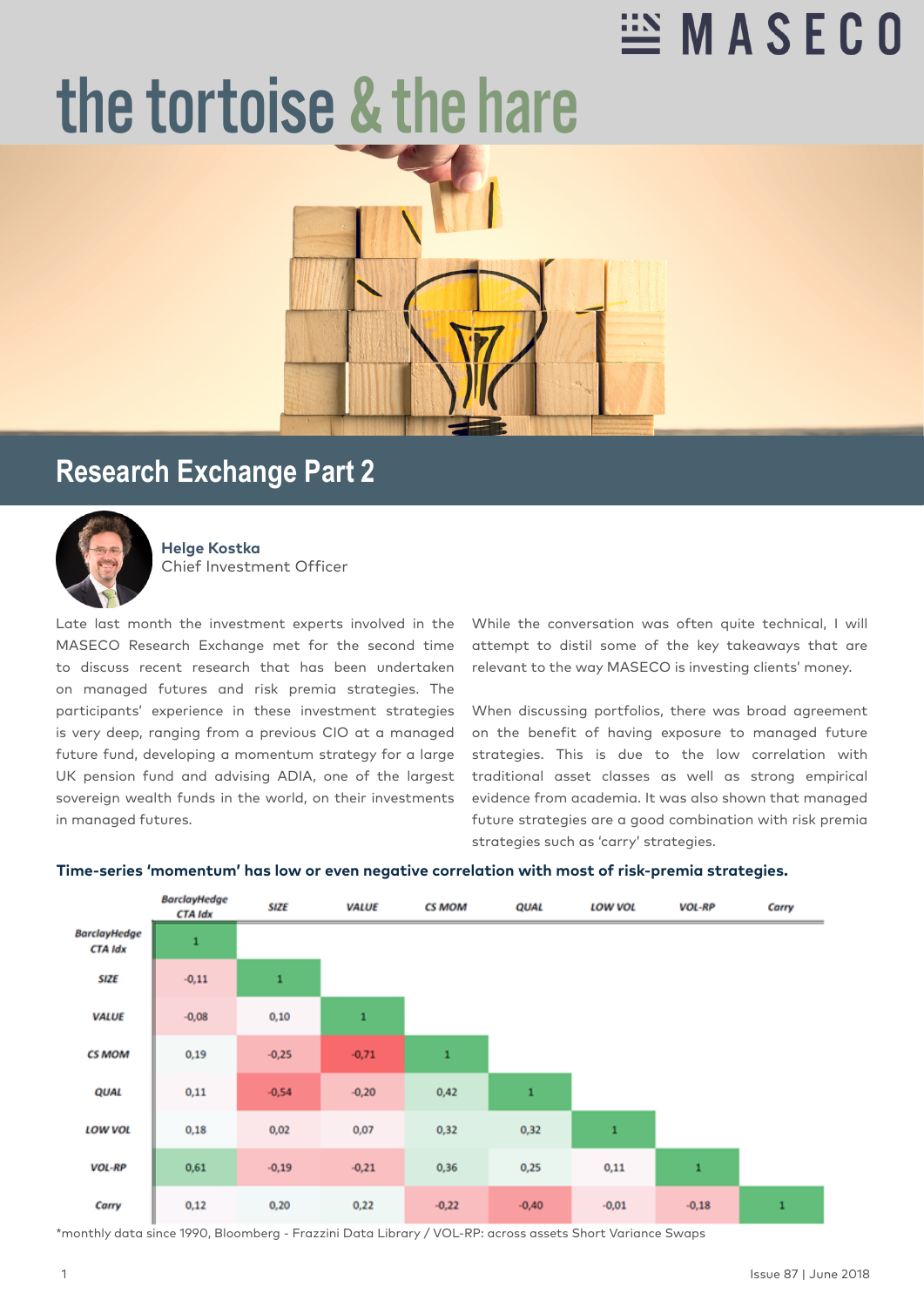MASECO

# the tortoise & the hare

## Research Exchange Part 2

**Helge Kostka**
Chief Investment Officer

Late last month the investment experts involved in the MASECO Research Exchange met for the second time to discuss recent research that has been undertaken on managed futures and risk premia strategies. The participants' experience in these investment strategies is very deep, ranging from a previous CIO at a managed future fund, developing a momentum strategy for a large UK pension fund and advising ADIA, one of the largest sovereign wealth funds in the world, on their investments in managed futures.

While the conversation was often quite technical, I will attempt to distil some of the key takeaways that are relevant to the way MASECO is investing clients' money.

When discussing portfolios, there was broad agreement on the benefit of having exposure to managed future strategies. This is due to the low correlation with traditional asset classes as well as strong empirical evidence from academia. It was also shown that managed future strategies are a good combination with risk premia strategies such as 'carry' strategies.

**Time-series 'momentum' has low or even negative correlation with most of risk-premia strategies.**

| | BarclayHedge CTA Idx | SIZE | VALUE | CS MOM | QUAL | LOW VOL | VOL-RP | Carry |
|---|---|---|---|---|---|---|---|---|
| **BarclayHedge CTA Idx** | 1 | | | | | | | |
| **SIZE** | -0,11 | 1 | | | | | | |
| **VALUE** | -0,08 | 0,10 | 1 | | | | | |
| **CS MOM** | 0,19 | -0,25 | -0,71 | 1 | | | | |
| **QUAL** | 0,11 | -0,54 | -0,20 | 0,42 | 1 | | | |
| **LOW VOL** | 0,18 | 0,02 | 0,07 | 0,32 | 0,32 | 1 | | |
| **VOL-RP** | 0,61 | -0,19 | -0,21 | 0,36 | 0,25 | 0,11 | 1 | |
| **Carry** | 0,12 | 0,20 | 0,22 | -0,22 | -0,40 | -0,01 | -0,18 | 1 |

*monthly data since 1990, Bloomberg - Frazzini Data Library / VOL-RP: across assets Short Variance Swaps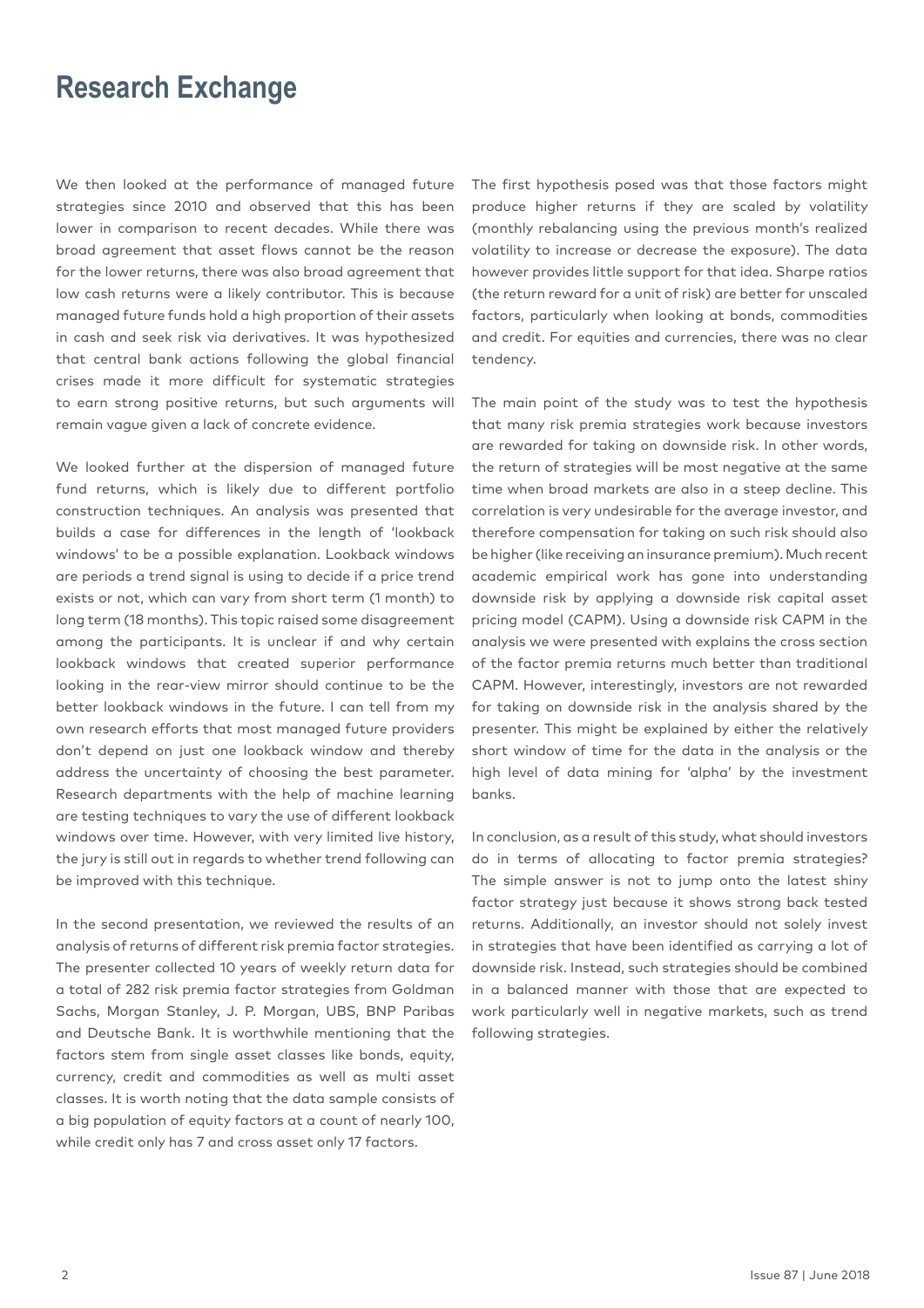# Research Exchange

We then looked at the performance of managed future strategies since 2010 and observed that this has been lower in comparison to recent decades. While there was broad agreement that asset flows cannot be the reason for the lower returns, there was also broad agreement that low cash returns were a likely contributor. This is because managed future funds hold a high proportion of their assets in cash and seek risk via derivatives. It was hypothesized that central bank actions following the global financial crises made it more difficult for systematic strategies to earn strong positive returns, but such arguments will remain vague given a lack of concrete evidence.

We looked further at the dispersion of managed future fund returns, which is likely due to different portfolio construction techniques. An analysis was presented that builds a case for differences in the length of 'lookback windows' to be a possible explanation. Lookback windows are periods a trend signal is using to decide if a price trend exists or not, which can vary from short term (1 month) to long term (18 months). This topic raised some disagreement among the participants. It is unclear if and why certain lookback windows that created superior performance looking in the rear-view mirror should continue to be the better lookback windows in the future. I can tell from my own research efforts that most managed future providers don't depend on just one lookback window and thereby address the uncertainty of choosing the best parameter. Research departments with the help of machine learning are testing techniques to vary the use of different lookback windows over time. However, with very limited live history, the jury is still out in regards to whether trend following can be improved with this technique.

In the second presentation, we reviewed the results of an analysis of returns of different risk premia factor strategies. The presenter collected 10 years of weekly return data for a total of 282 risk premia factor strategies from Goldman Sachs, Morgan Stanley, J. P. Morgan, UBS, BNP Paribas and Deutsche Bank. It is worthwhile mentioning that the factors stem from single asset classes like bonds, equity, currency, credit and commodities as well as multi asset classes. It is worth noting that the data sample consists of a big population of equity factors at a count of nearly 100, while credit only has 7 and cross asset only 17 factors.

The first hypothesis posed was that those factors might produce higher returns if they are scaled by volatility (monthly rebalancing using the previous month's realized volatility to increase or decrease the exposure). The data however provides little support for that idea. Sharpe ratios (the return reward for a unit of risk) are better for unscaled factors, particularly when looking at bonds, commodities and credit. For equities and currencies, there was no clear tendency.

The main point of the study was to test the hypothesis that many risk premia strategies work because investors are rewarded for taking on downside risk. In other words, the return of strategies will be most negative at the same time when broad markets are also in a steep decline. This correlation is very undesirable for the average investor, and therefore compensation for taking on such risk should also be higher (like receiving an insurance premium). Much recent academic empirical work has gone into understanding downside risk by applying a downside risk capital asset pricing model (CAPM). Using a downside risk CAPM in the analysis we were presented with explains the cross section of the factor premia returns much better than traditional CAPM. However, interestingly, investors are not rewarded for taking on downside risk in the analysis shared by the presenter. This might be explained by either the relatively short window of time for the data in the analysis or the high level of data mining for 'alpha' by the investment banks.

In conclusion, as a result of this study, what should investors do in terms of allocating to factor premia strategies? The simple answer is not to jump onto the latest shiny factor strategy just because it shows strong back tested returns. Additionally, an investor should not solely invest in strategies that have been identified as carrying a lot of downside risk. Instead, such strategies should be combined in a balanced manner with those that are expected to work particularly well in negative markets, such as trend following strategies.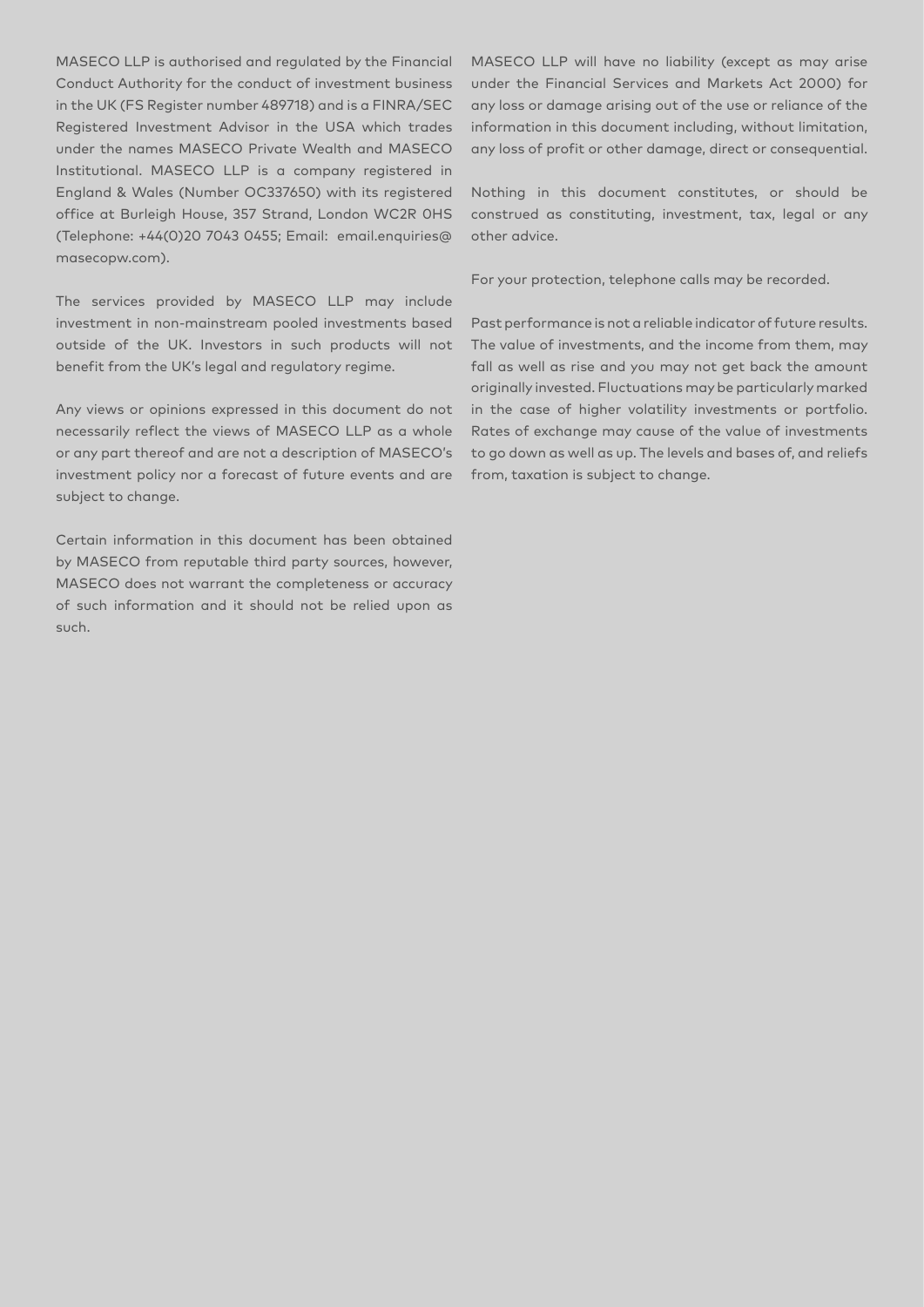MASECO LLP is authorised and regulated by the Financial Conduct Authority for the conduct of investment business in the UK (FS Register number 489718) and is a FINRA/SEC Registered Investment Advisor in the USA which trades under the names MASECO Private Wealth and MASECO Institutional. MASECO LLP is a company registered in England & Wales (Number OC337650) with its registered office at Burleigh House, 357 Strand, London WC2R 0HS (Telephone: +44(0)20 7043 0455; Email: email.enquiries@masecopw.com).

The services provided by MASECO LLP may include investment in non-mainstream pooled investments based outside of the UK. Investors in such products will not benefit from the UK's legal and regulatory regime.

Any views or opinions expressed in this document do not necessarily reflect the views of MASECO LLP as a whole or any part thereof and are not a description of MASECO's investment policy nor a forecast of future events and are subject to change.

Certain information in this document has been obtained by MASECO from reputable third party sources, however, MASECO does not warrant the completeness or accuracy of such information and it should not be relied upon as such.

MASECO LLP will have no liability (except as may arise under the Financial Services and Markets Act 2000) for any loss or damage arising out of the use or reliance of the information in this document including, without limitation, any loss of profit or other damage, direct or consequential.

Nothing in this document constitutes, or should be construed as constituting, investment, tax, legal or any other advice.

For your protection, telephone calls may be recorded.

Past performance is not a reliable indicator of future results. The value of investments, and the income from them, may fall as well as rise and you may not get back the amount originally invested. Fluctuations may be particularly marked in the case of higher volatility investments or portfolio. Rates of exchange may cause of the value of investments to go down as well as up. The levels and bases of, and reliefs from, taxation is subject to change.